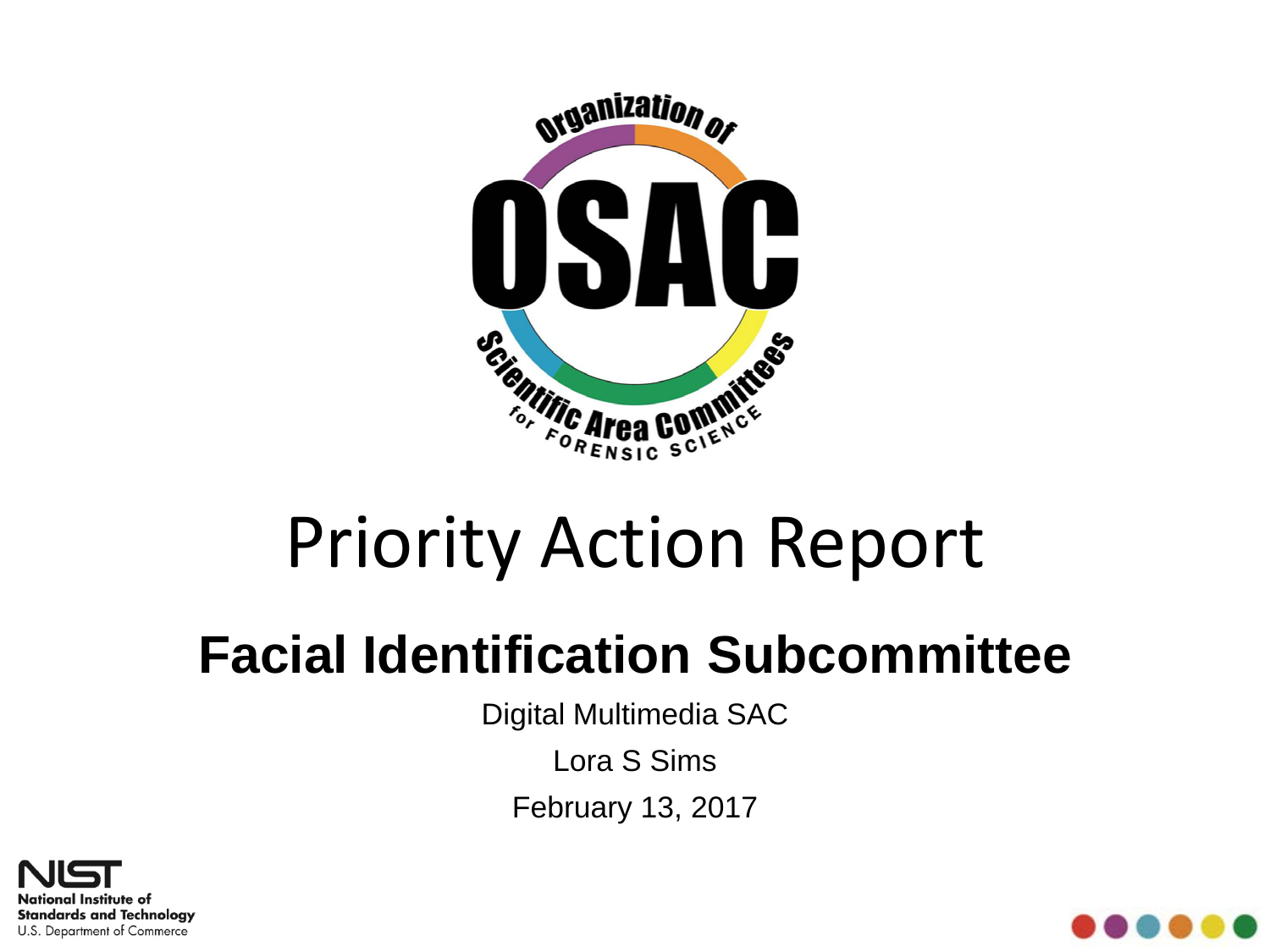# Priority Action Report

## Facial Identification Subcommittee

Digital Multimedia SAC

Lora S Sims

February 13, 2017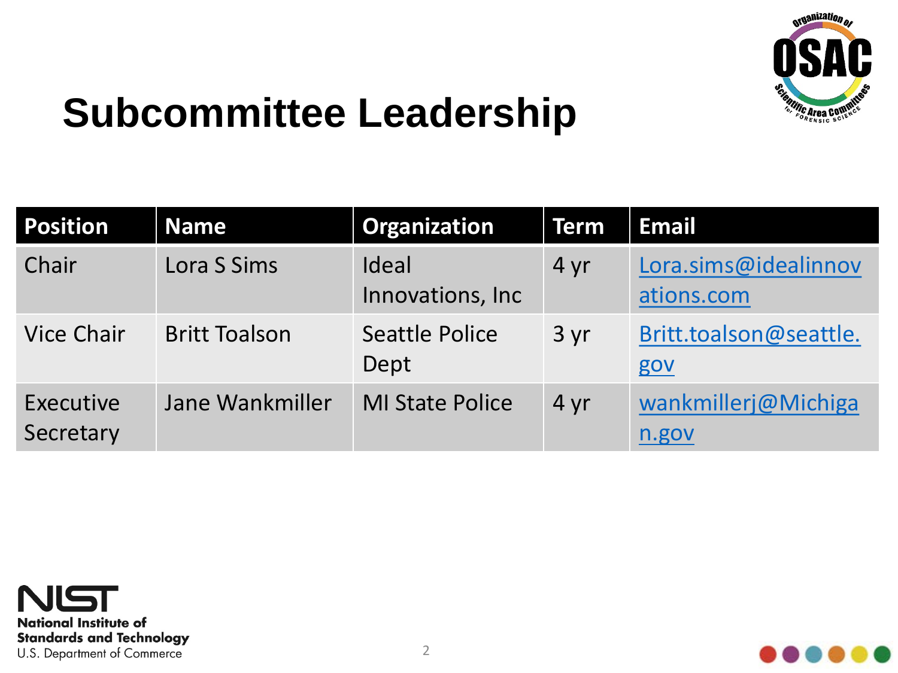# Subcommittee Leadership

| Position | Name | Organization | Term | Email |
|---|---|---|---|---|
| Chair | Lora S Sims | Ideal Innovations, Inc | 4 yr | Lora.sims@idealinnovations.com |
| Vice Chair | Britt Toalson | Seattle Police Dept | 3 yr | Britt.toalson@seattle.gov |
| Executive Secretary | Jane Wankmiller | MI State Police | 4 yr | wankmillerj@Michigan.gov |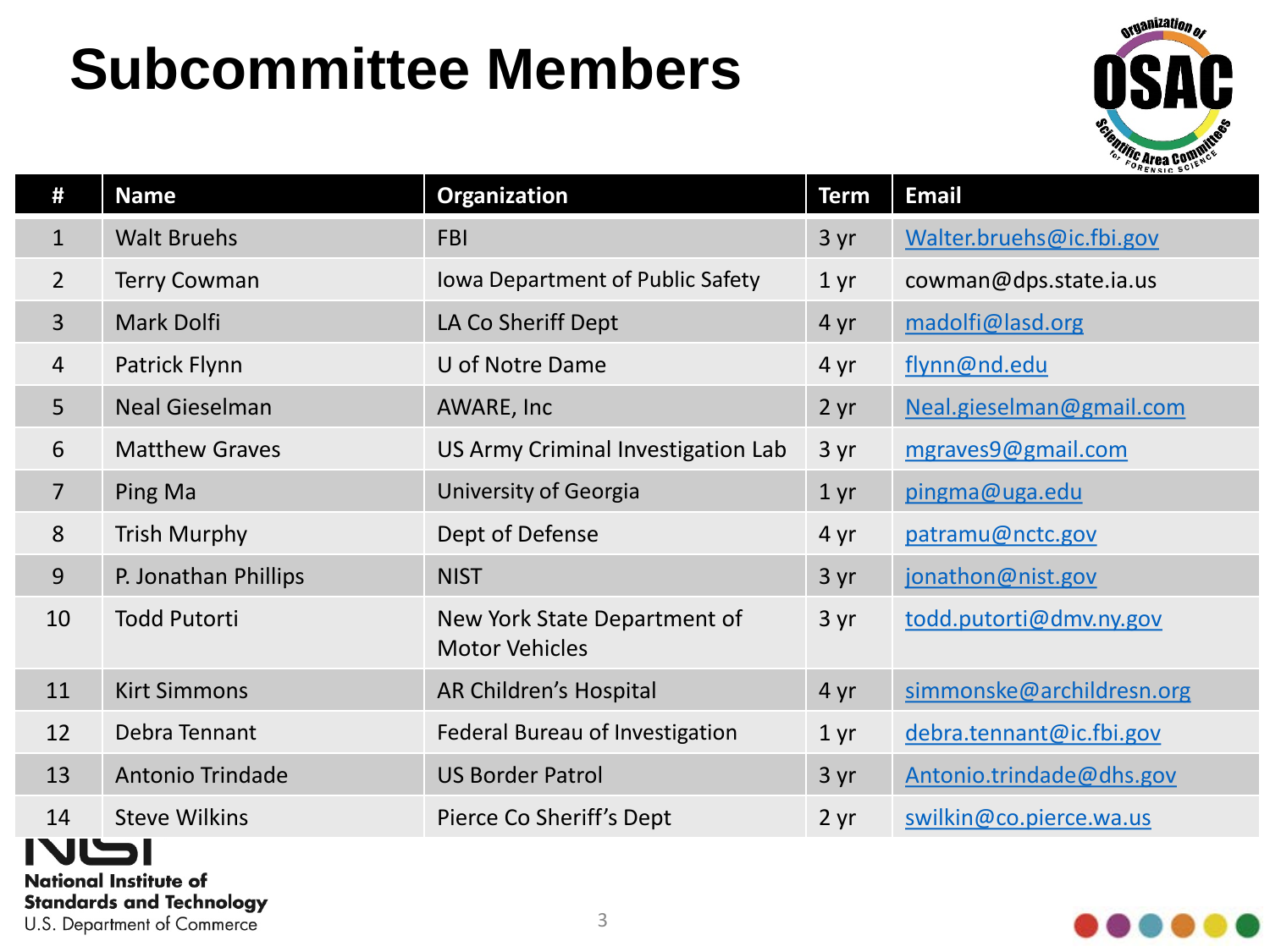# Subcommittee Members

| # | Name | Organization | Term | Email |
|---|---|---|---|---|
| 1 | Walt Bruehs | FBI | 3 yr | Walter.bruehs@ic.fbi.gov |
| 2 | Terry Cowman | Iowa Department of Public Safety | 1 yr | cowman@dps.state.ia.us |
| 3 | Mark Dolfi | LA Co Sheriff Dept | 4 yr | madolfi@lasd.org |
| 4 | Patrick Flynn | U of Notre Dame | 4 yr | flynn@nd.edu |
| 5 | Neal Gieselman | AWARE, Inc | 2 yr | Neal.gieselman@gmail.com |
| 6 | Matthew Graves | US Army Criminal Investigation Lab | 3 yr | mgraves9@gmail.com |
| 7 | Ping Ma | University of Georgia | 1 yr | pingma@uga.edu |
| 8 | Trish Murphy | Dept of Defense | 4 yr | patramu@nctc.gov |
| 9 | P. Jonathan Phillips | NIST | 3 yr | jonathon@nist.gov |
| 10 | Todd Putorti | New York State Department of Motor Vehicles | 3 yr | todd.putorti@dmv.ny.gov |
| 11 | Kirt Simmons | AR Children's Hospital | 4 yr | simmonske@archildresn.org |
| 12 | Debra Tennant | Federal Bureau of Investigation | 1 yr | debra.tennant@ic.fbi.gov |
| 13 | Antonio Trindade | US Border Patrol | 3 yr | Antonio.trindade@dhs.gov |
| 14 | Steve Wilkins | Pierce Co Sheriff's Dept | 2 yr | swilkin@co.pierce.wa.us |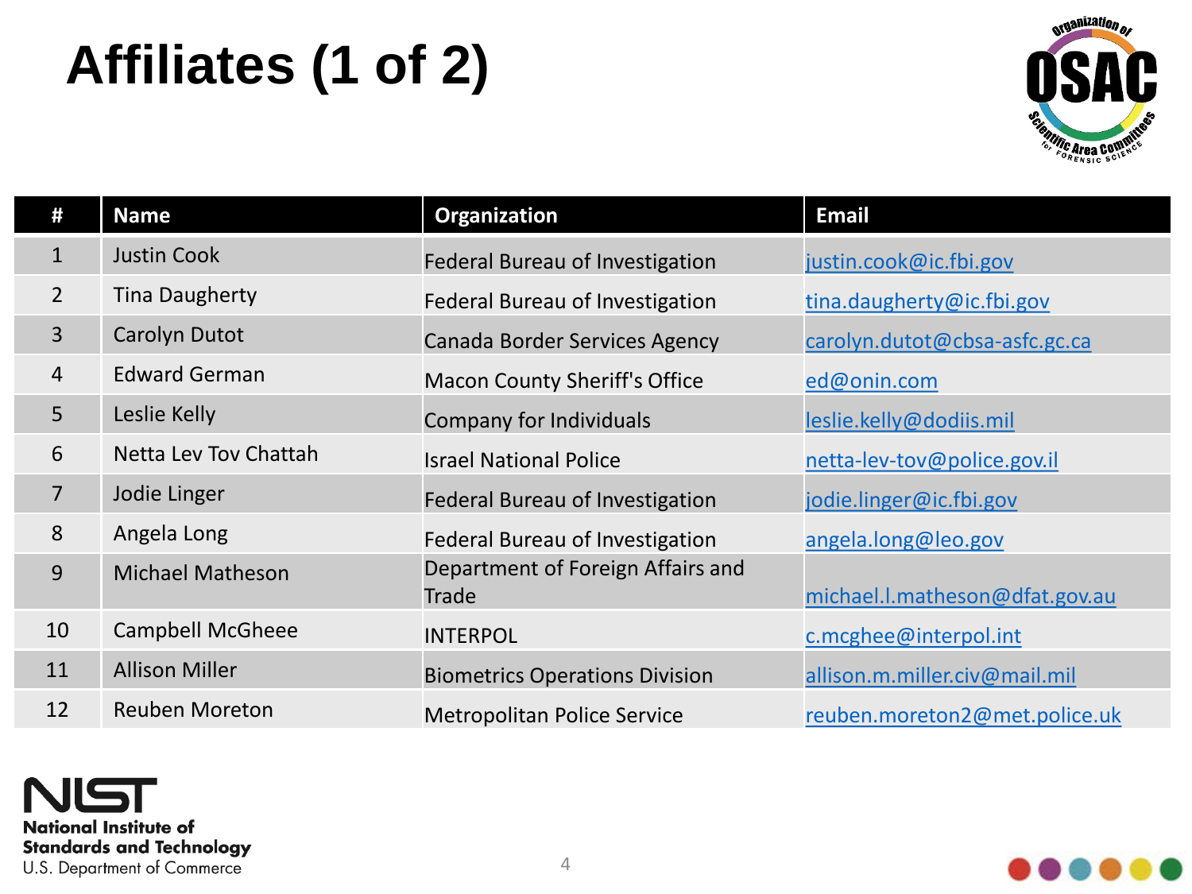# Affiliates (1 of 2)

| # | Name | Organization | Email |
|---|---|---|---|
| 1 | Justin Cook | Federal Bureau of Investigation | justin.cook@ic.fbi.gov |
| 2 | Tina Daugherty | Federal Bureau of Investigation | tina.daugherty@ic.fbi.gov |
| 3 | Carolyn Dutot | Canada Border Services Agency | carolyn.dutot@cbsa-asfc.gc.ca |
| 4 | Edward German | Macon County Sheriff's Office | ed@onin.com |
| 5 | Leslie Kelly | Company for Individuals | leslie.kelly@dodiis.mil |
| 6 | Netta Lev Tov Chattah | Israel National Police | netta-lev-tov@police.gov.il |
| 7 | Jodie Linger | Federal Bureau of Investigation | jodie.linger@ic.fbi.gov |
| 8 | Angela Long | Federal Bureau of Investigation | angela.long@leo.gov |
| 9 | Michael Matheson | Department of Foreign Affairs and Trade | michael.l.matheson@dfat.gov.au |
| 10 | Campbell McGheee | INTERPOL | c.mcghee@interpol.int |
| 11 | Allison Miller | Biometrics Operations Division | allison.m.miller.civ@mail.mil |
| 12 | Reuben Moreton | Metropolitan Police Service | reuben.moreton2@met.police.uk |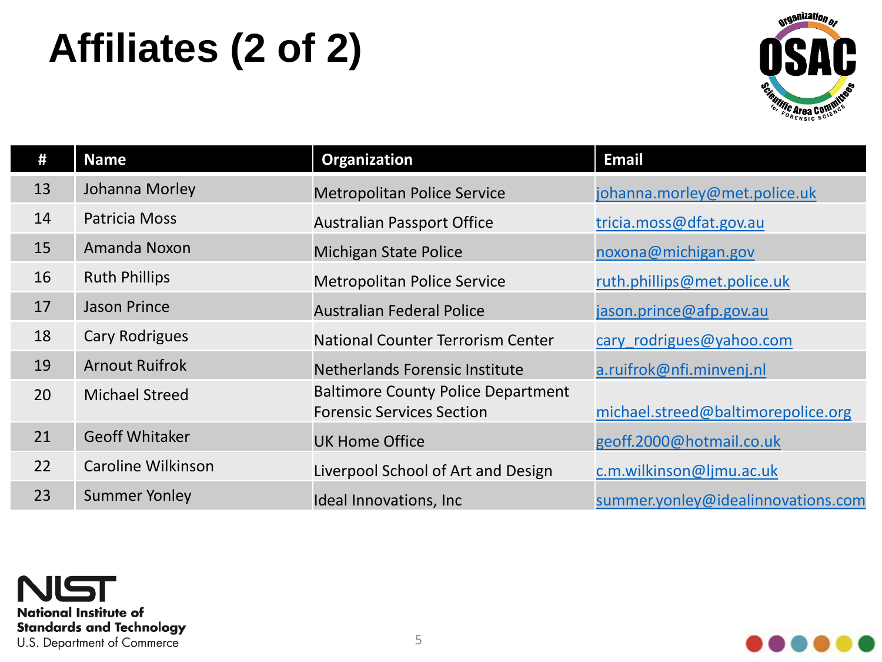# Affiliates (2 of 2)

| # | Name | Organization | Email |
|---|---|---|---|
| 13 | Johanna Morley | Metropolitan Police Service | johanna.morley@met.police.uk |
| 14 | Patricia Moss | Australian Passport Office | tricia.moss@dfat.gov.au |
| 15 | Amanda Noxon | Michigan State Police | noxona@michigan.gov |
| 16 | Ruth Phillips | Metropolitan Police Service | ruth.phillips@met.police.uk |
| 17 | Jason Prince | Australian Federal Police | jason.prince@afp.gov.au |
| 18 | Cary Rodrigues | National Counter Terrorism Center | cary_rodrigues@yahoo.com |
| 19 | Arnout Ruifrok | Netherlands Forensic Institute | a.ruifrok@nfi.minvenj.nl |
| 20 | Michael Streed | Baltimore County Police Department Forensic Services Section | michael.streed@baltimorepolice.org |
| 21 | Geoff Whitaker | UK Home Office | geoff.2000@hotmail.co.uk |
| 22 | Caroline Wilkinson | Liverpool School of Art and Design | c.m.wilkinson@ljmu.ac.uk |
| 23 | Summer Yonley | Ideal Innovations, Inc | summer.yonley@idealinnovations.com |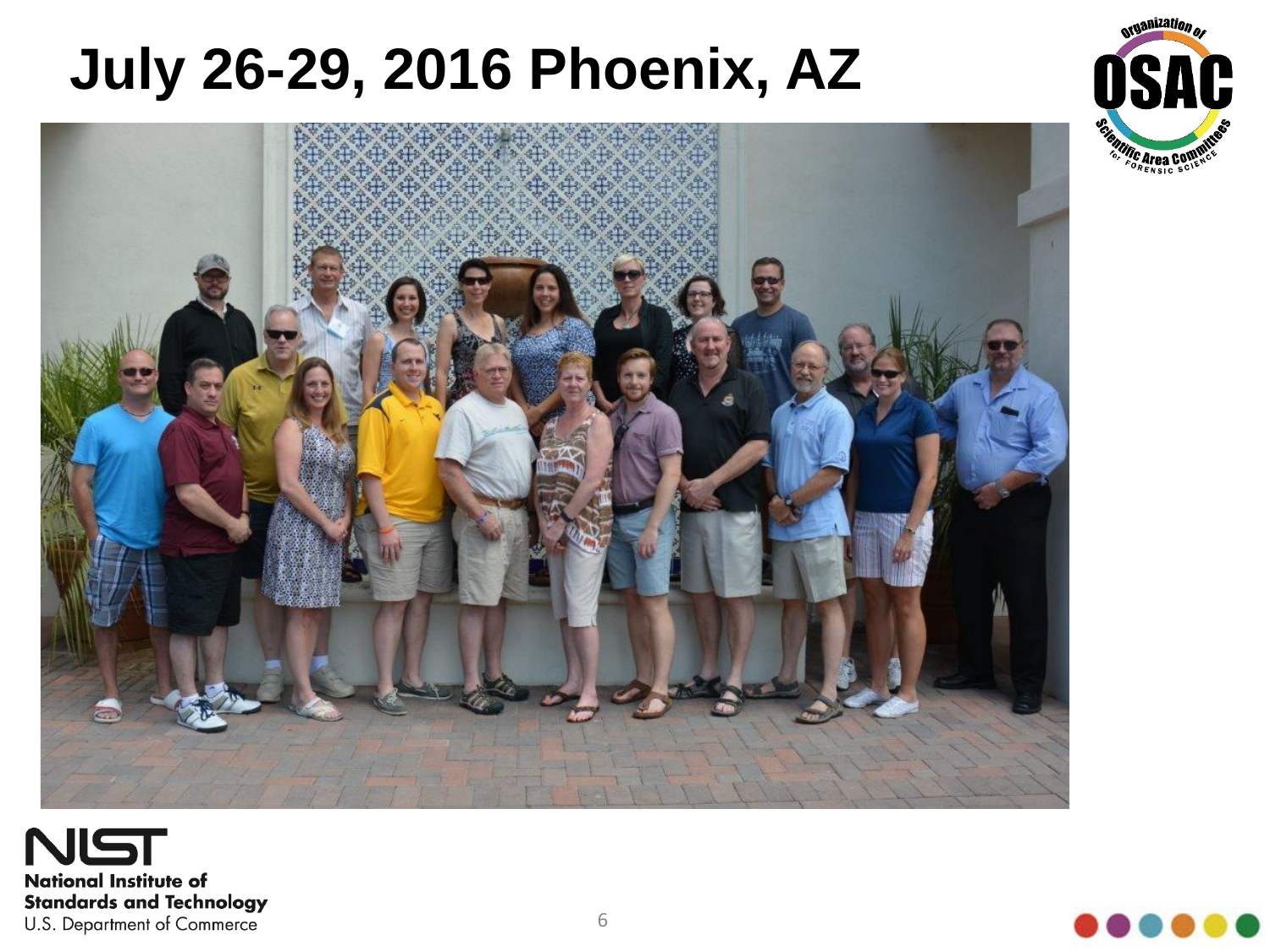# July 26-29, 2016 Phoenix, AZ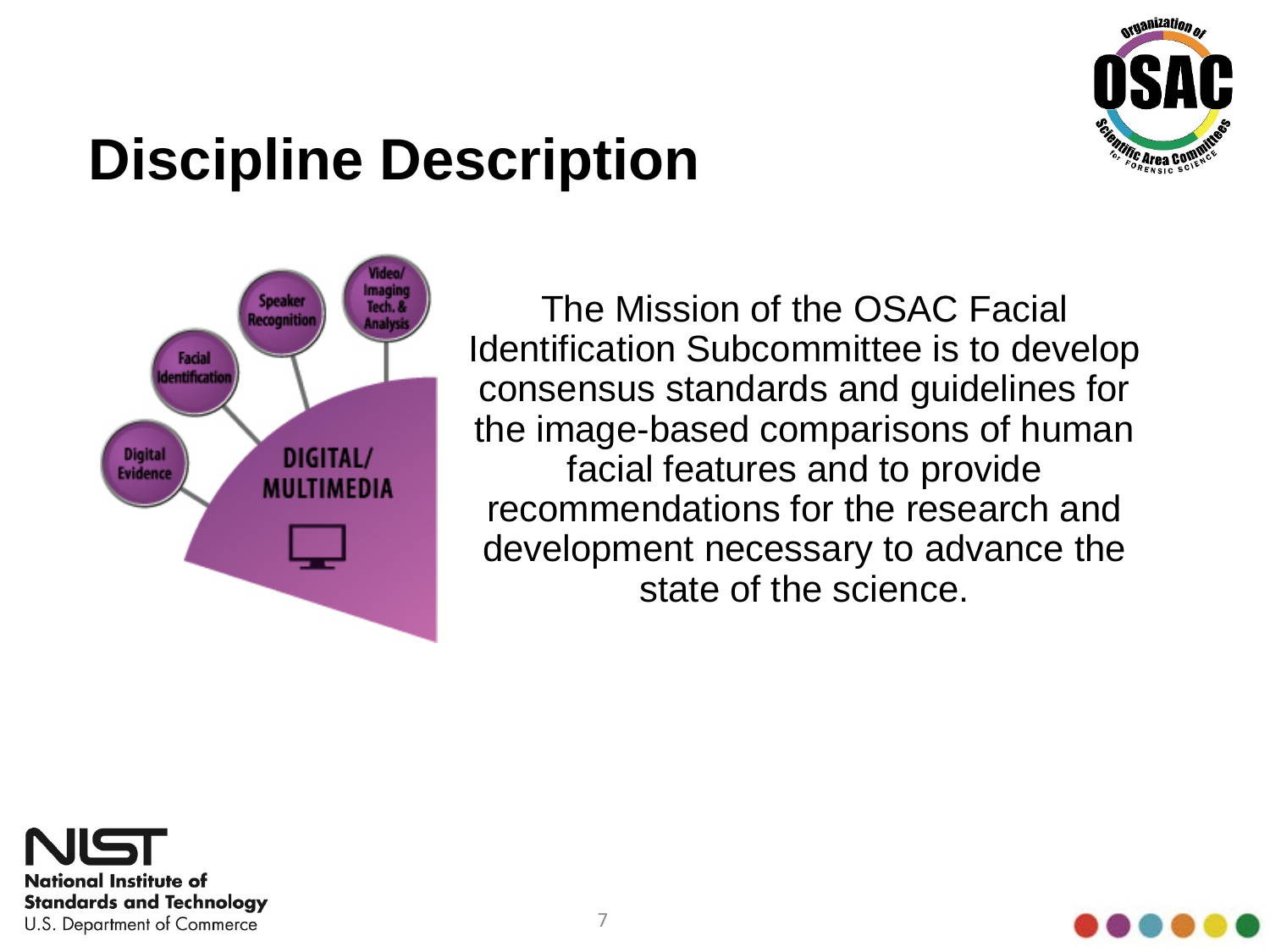# Discipline Description

Digital Evidence

Facial Identification

Speaker Recognition

Video/ Imaging Tech. & Analysis

DIGITAL/ MULTIMEDIA

The Mission of the OSAC Facial Identification Subcommittee is to develop consensus standards and guidelines for the image-based comparisons of human facial features and to provide recommendations for the research and development necessary to advance the state of the science.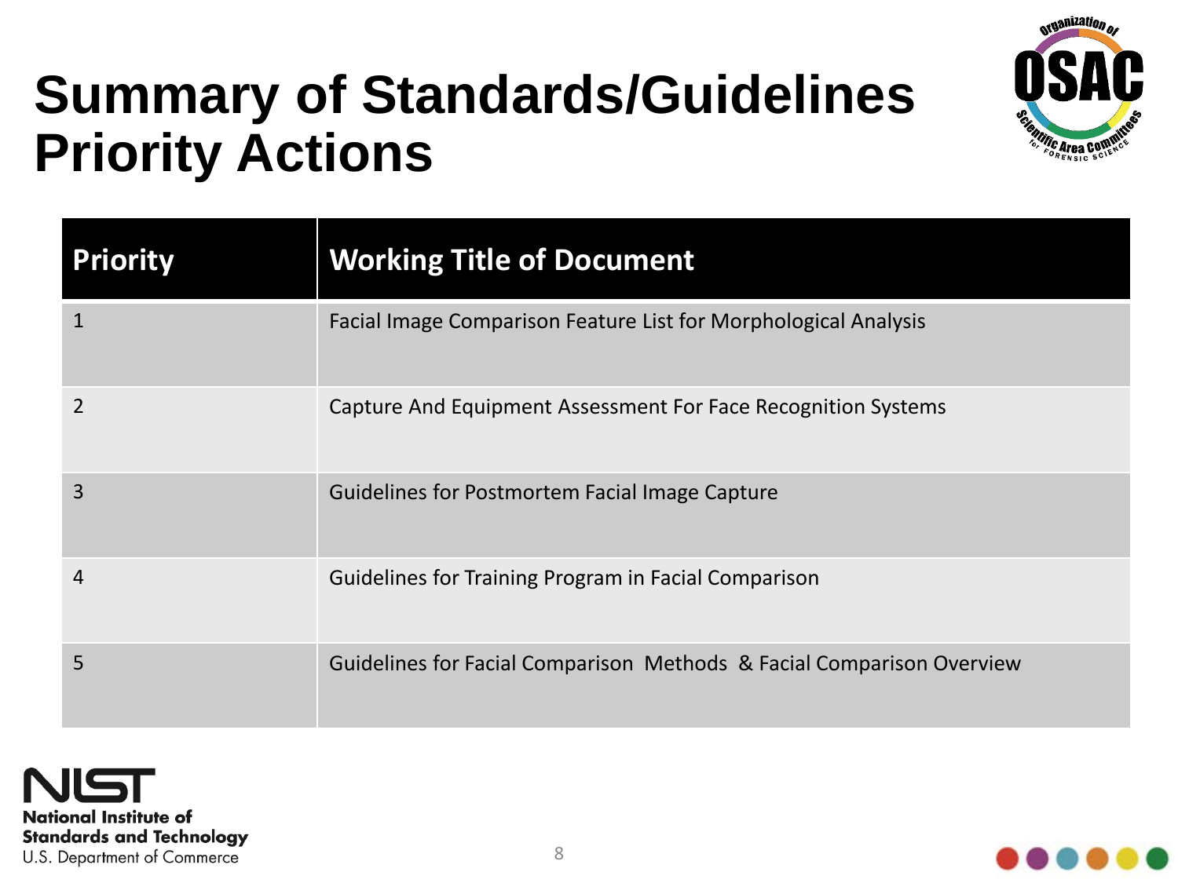# Summary of Standards/Guidelines Priority Actions

| Priority | Working Title of Document |
| --- | --- |
| 1 | Facial Image Comparison Feature List for Morphological Analysis |
| 2 | Capture And Equipment Assessment For Face Recognition Systems |
| 3 | Guidelines for Postmortem Facial Image Capture |
| 4 | Guidelines for Training Program in Facial Comparison |
| 5 | Guidelines for Facial Comparison  Methods  & Facial Comparison Overview |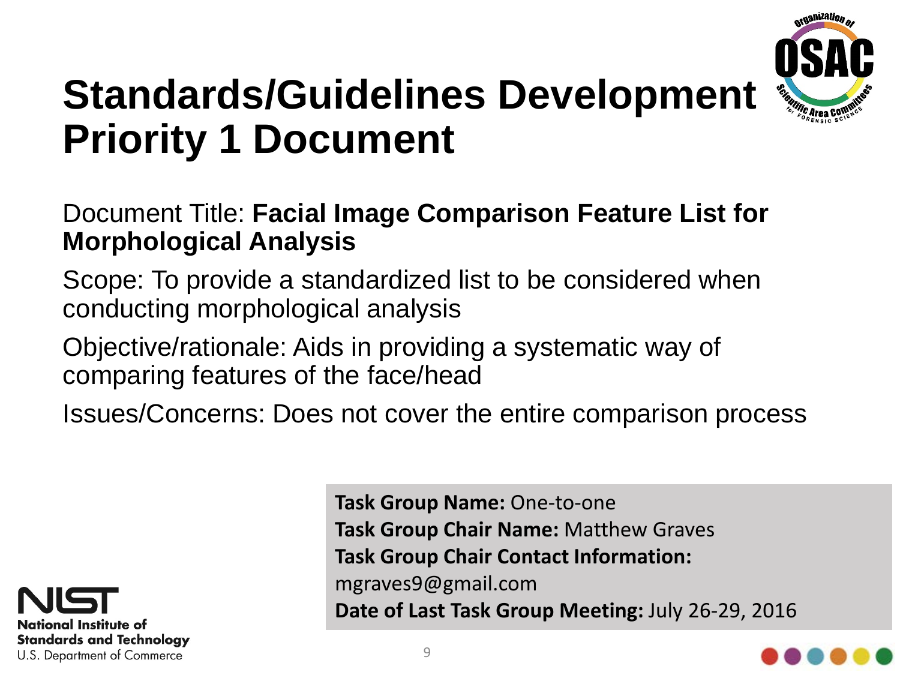# Standards/Guidelines Development Priority 1 Document

Document Title: **Facial Image Comparison Feature List for Morphological Analysis**

Scope: To provide a standardized list to be considered when conducting morphological analysis

Objective/rationale: Aids in providing a systematic way of comparing features of the face/head

Issues/Concerns: Does not cover the entire comparison process

**Task Group Name:** One-to-one
**Task Group Chair Name:** Matthew Graves
**Task Group Chair Contact Information:**
mgraves9@gmail.com
**Date of Last Task Group Meeting:** July 26-29, 2016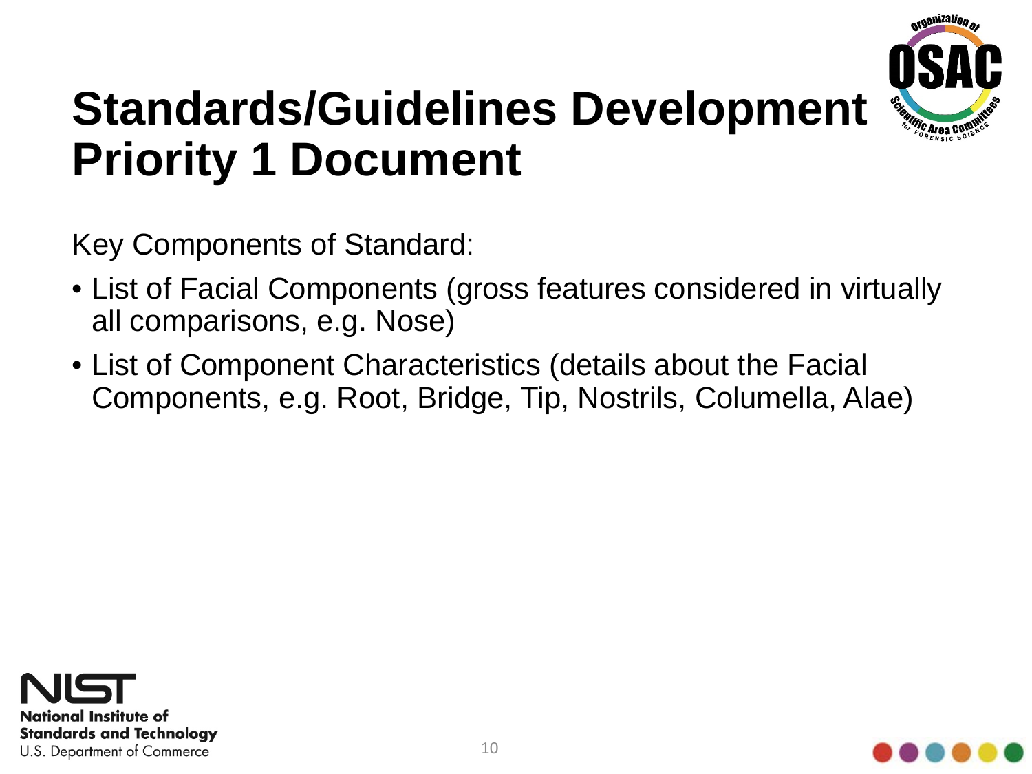# Standards/Guidelines Development Priority 1 Document

Key Components of Standard:

- List of Facial Components (gross features considered in virtually all comparisons, e.g. Nose)
- List of Component Characteristics (details about the Facial Components, e.g. Root, Bridge, Tip, Nostrils, Columella, Alae)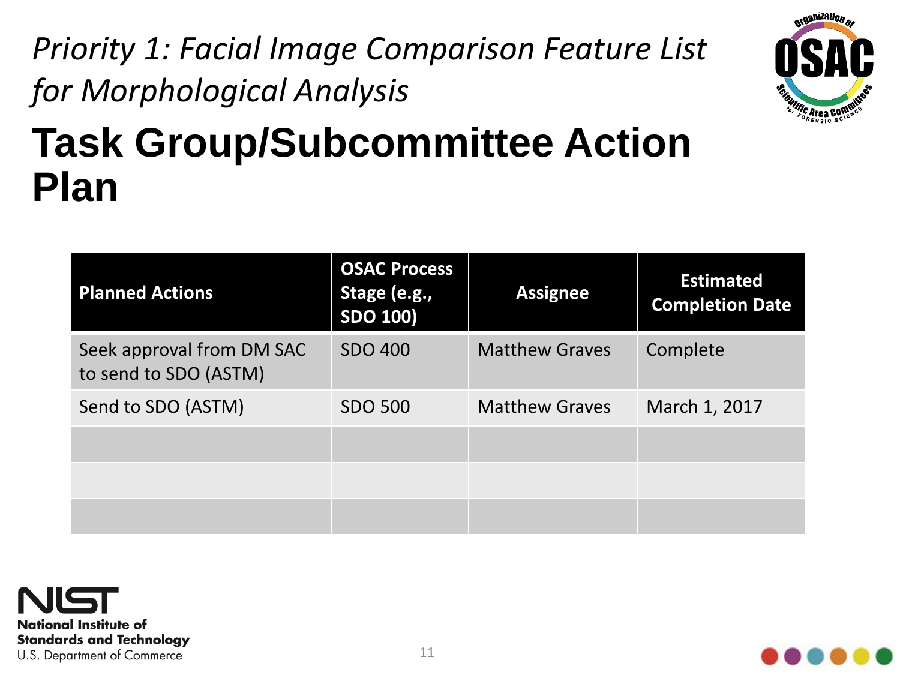*Priority 1: Facial Image Comparison Feature List for Morphological Analysis*

# Task Group/Subcommittee Action Plan

| Planned Actions | OSAC Process Stage (e.g., SDO 100) | Assignee | Estimated Completion Date |
|---|---|---|---|
| Seek approval from DM SAC to send to SDO (ASTM) | SDO 400 | Matthew Graves | Complete |
| Send to SDO (ASTM) | SDO 500 | Matthew Graves | March 1, 2017 |
| | | | |
| | | | |
| | | | |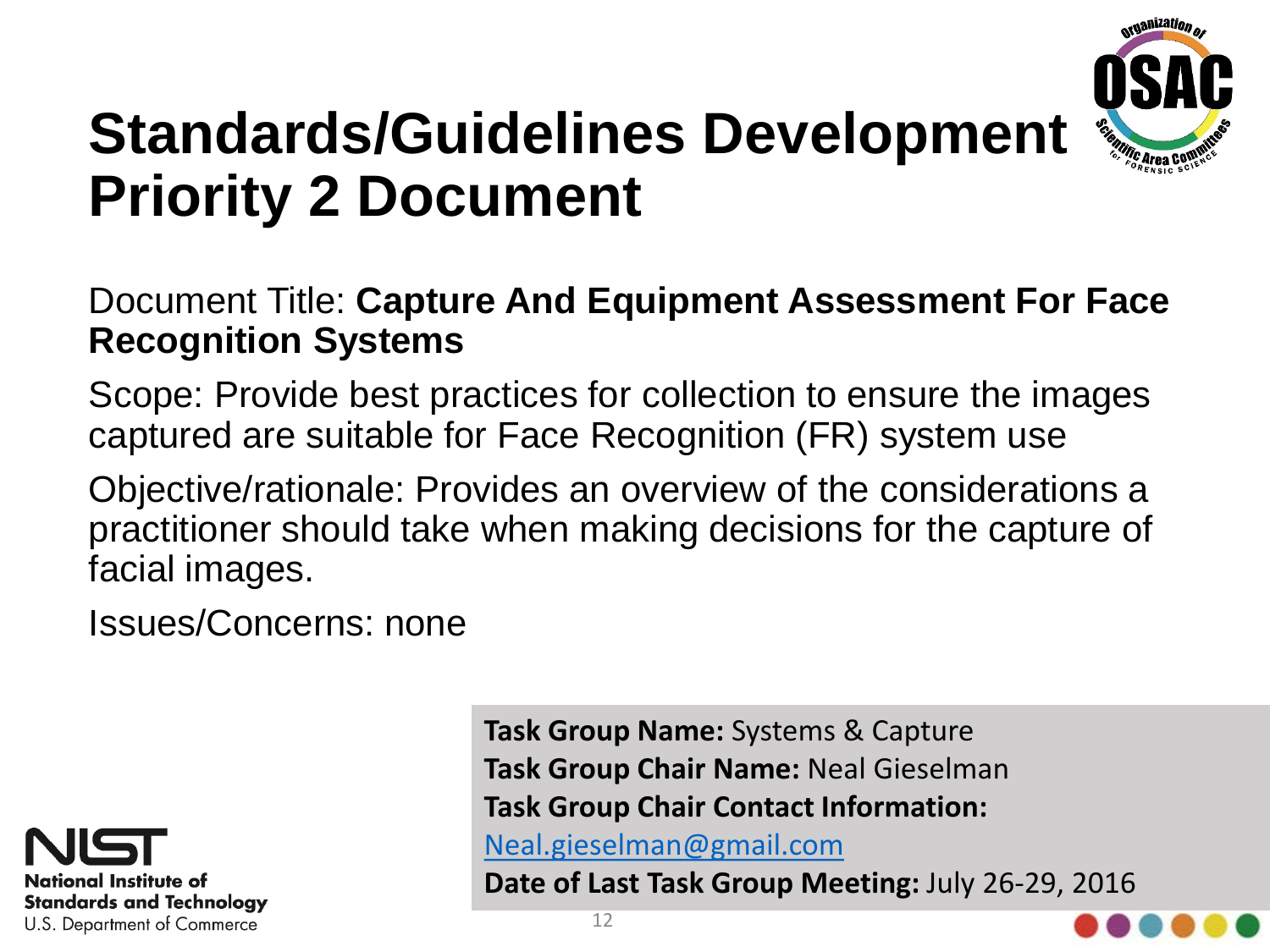# Standards/Guidelines Development Priority 2 Document

Document Title: **Capture And Equipment Assessment For Face Recognition Systems**

Scope: Provide best practices for collection to ensure the images captured are suitable for Face Recognition (FR) system use

Objective/rationale: Provides an overview of the considerations a practitioner should take when making decisions for the capture of facial images.

Issues/Concerns: none

**Task Group Name:** Systems & Capture
**Task Group Chair Name:** Neal Gieselman
**Task Group Chair Contact Information:**
Neal.gieselman@gmail.com
**Date of Last Task Group Meeting:** July 26-29, 2016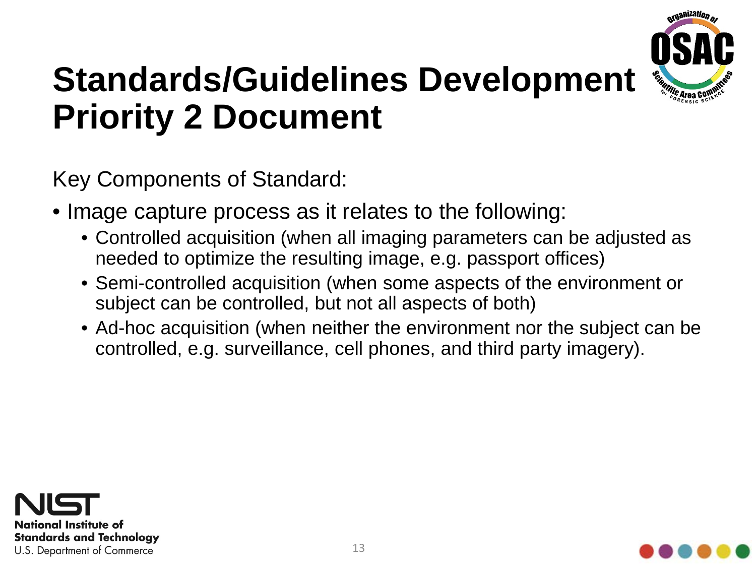# Standards/Guidelines Development Priority 2 Document

Key Components of Standard:

- Image capture process as it relates to the following:
  - Controlled acquisition (when all imaging parameters can be adjusted as needed to optimize the resulting image, e.g. passport offices)
  - Semi-controlled acquisition (when some aspects of the environment or subject can be controlled, but not all aspects of both)
  - Ad-hoc acquisition (when neither the environment nor the subject can be controlled, e.g. surveillance, cell phones, and third party imagery).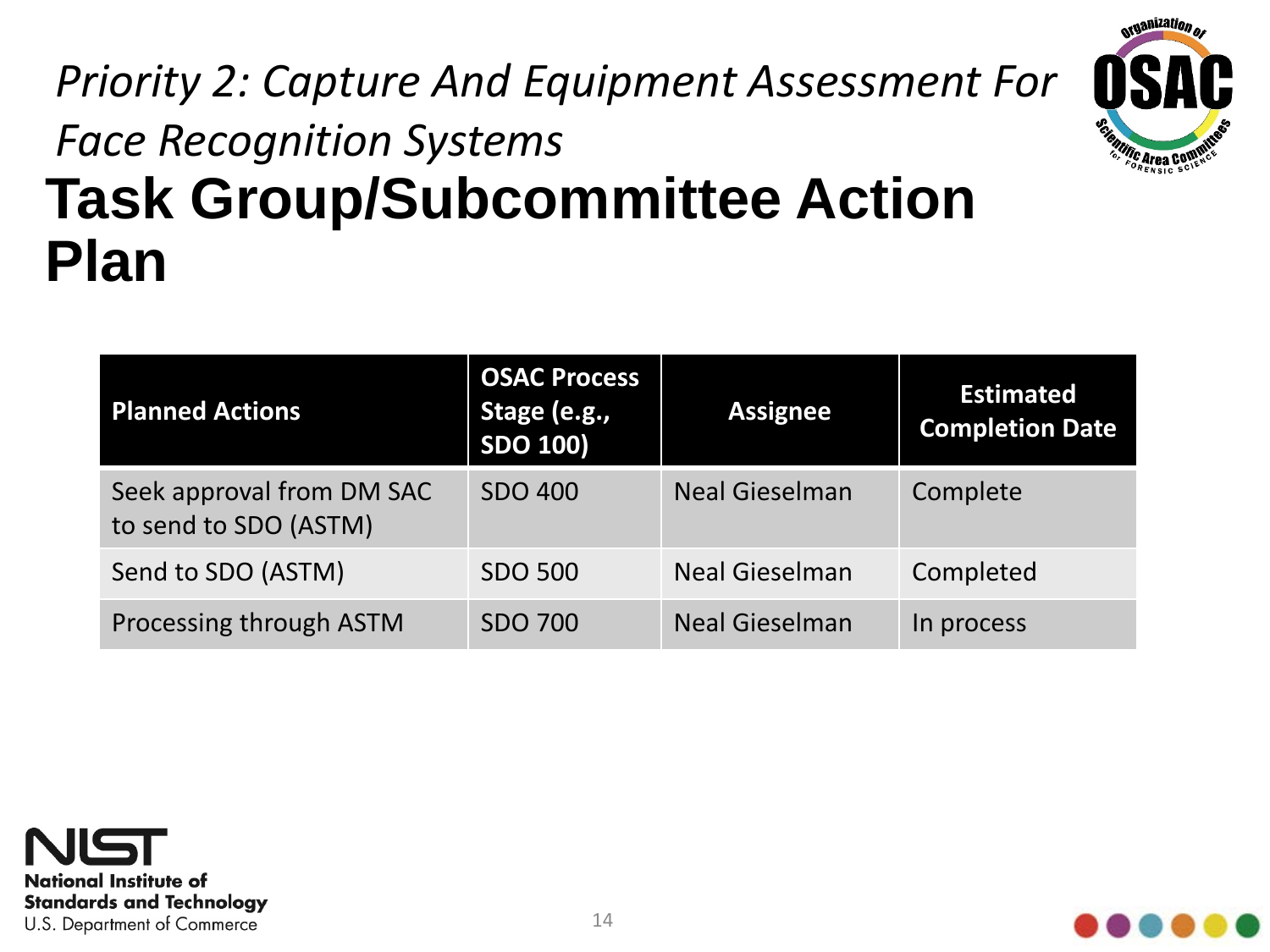*Priority 2: Capture And Equipment Assessment For Face Recognition Systems*

# Task Group/Subcommittee Action Plan

| Planned Actions | OSAC Process Stage (e.g., SDO 100) | Assignee | Estimated Completion Date |
|---|---|---|---|
| Seek approval from DM SAC to send to SDO (ASTM) | SDO 400 | Neal Gieselman | Complete |
| Send to SDO (ASTM) | SDO 500 | Neal Gieselman | Completed |
| Processing through ASTM | SDO 700 | Neal Gieselman | In process |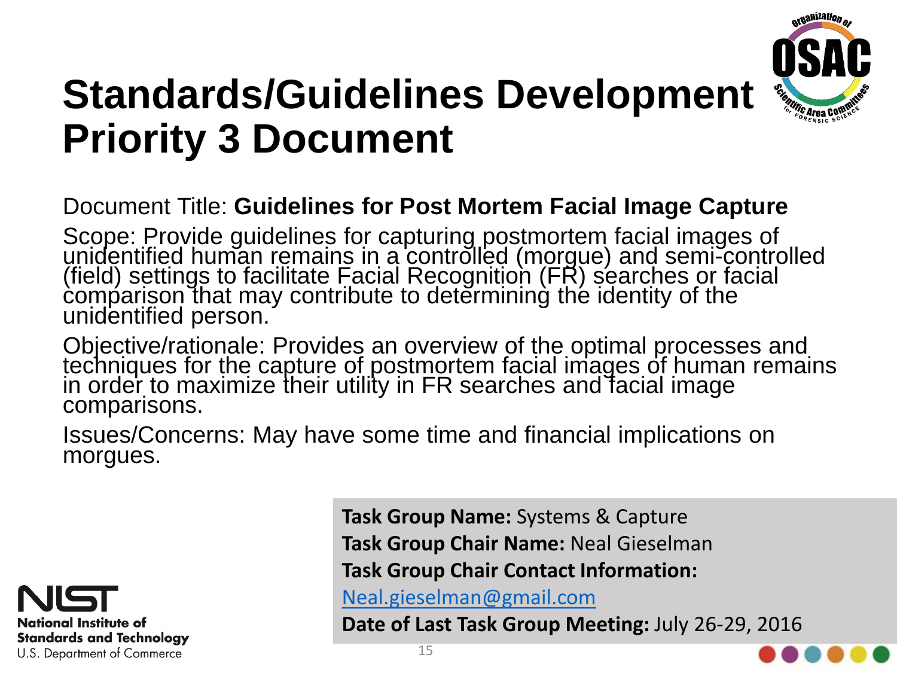# Standards/Guidelines Development Priority 3 Document

Document Title: **Guidelines for Post Mortem Facial Image Capture**

Scope: Provide guidelines for capturing postmortem facial images of unidentified human remains in a controlled (morgue) and semi-controlled (field) settings to facilitate Facial Recognition (FR) searches or facial comparison that may contribute to determining the identity of the unidentified person.

Objective/rationale: Provides an overview of the optimal processes and techniques for the capture of postmortem facial images of human remains in order to maximize their utility in FR searches and facial image comparisons.

Issues/Concerns: May have some time and financial implications on morgues.

**Task Group Name:** Systems & Capture

**Task Group Chair Name:** Neal Gieselman

**Task Group Chair Contact Information:**

Neal.gieselman@gmail.com

**Date of Last Task Group Meeting:** July 26-29, 2016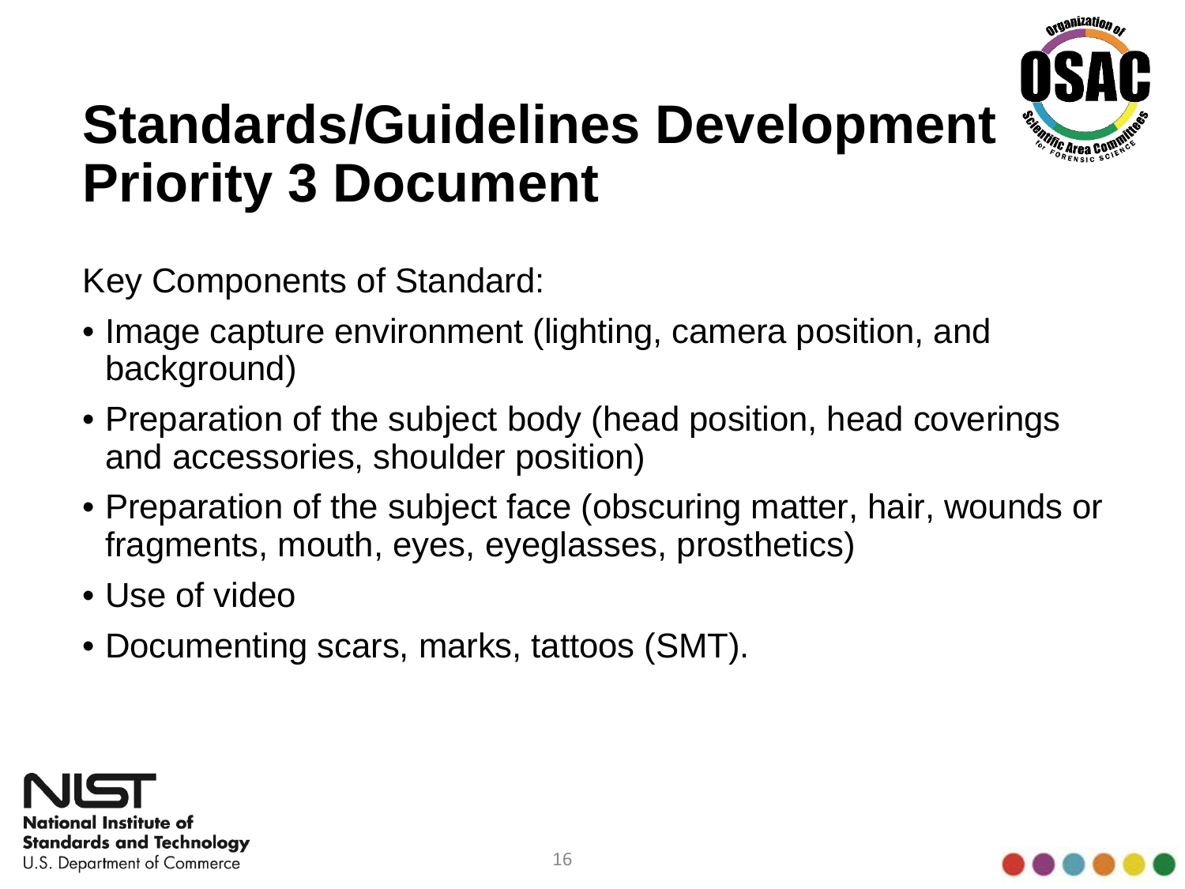# Standards/Guidelines Development Priority 3 Document

Key Components of Standard:

- Image capture environment (lighting, camera position, and background)
- Preparation of the subject body (head position, head coverings and accessories, shoulder position)
- Preparation of the subject face (obscuring matter, hair, wounds or fragments, mouth, eyes, eyeglasses, prosthetics)
- Use of video
- Documenting scars, marks, tattoos (SMT).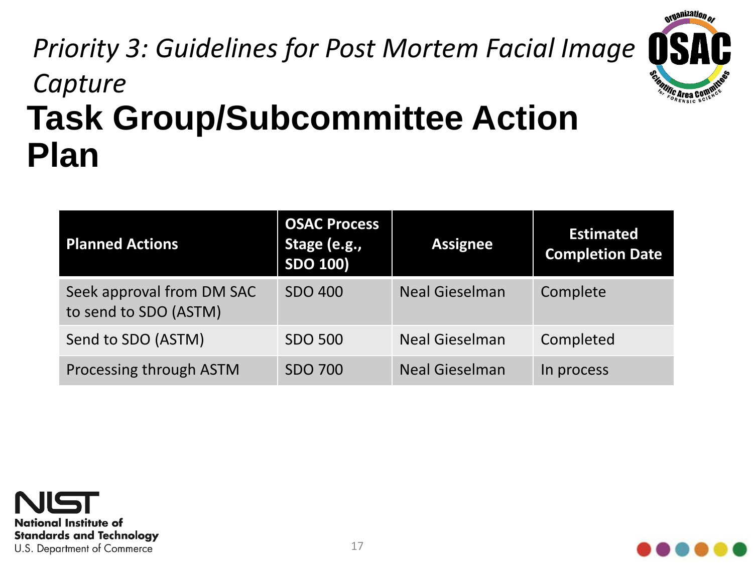*Priority 3: Guidelines for Post Mortem Facial Image Capture*

# Task Group/Subcommittee Action Plan

| Planned Actions | OSAC Process Stage (e.g., SDO 100) | Assignee | Estimated Completion Date |
|---|---|---|---|
| Seek approval from DM SAC to send to SDO (ASTM) | SDO 400 | Neal Gieselman | Complete |
| Send to SDO (ASTM) | SDO 500 | Neal Gieselman | Completed |
| Processing through ASTM | SDO 700 | Neal Gieselman | In process |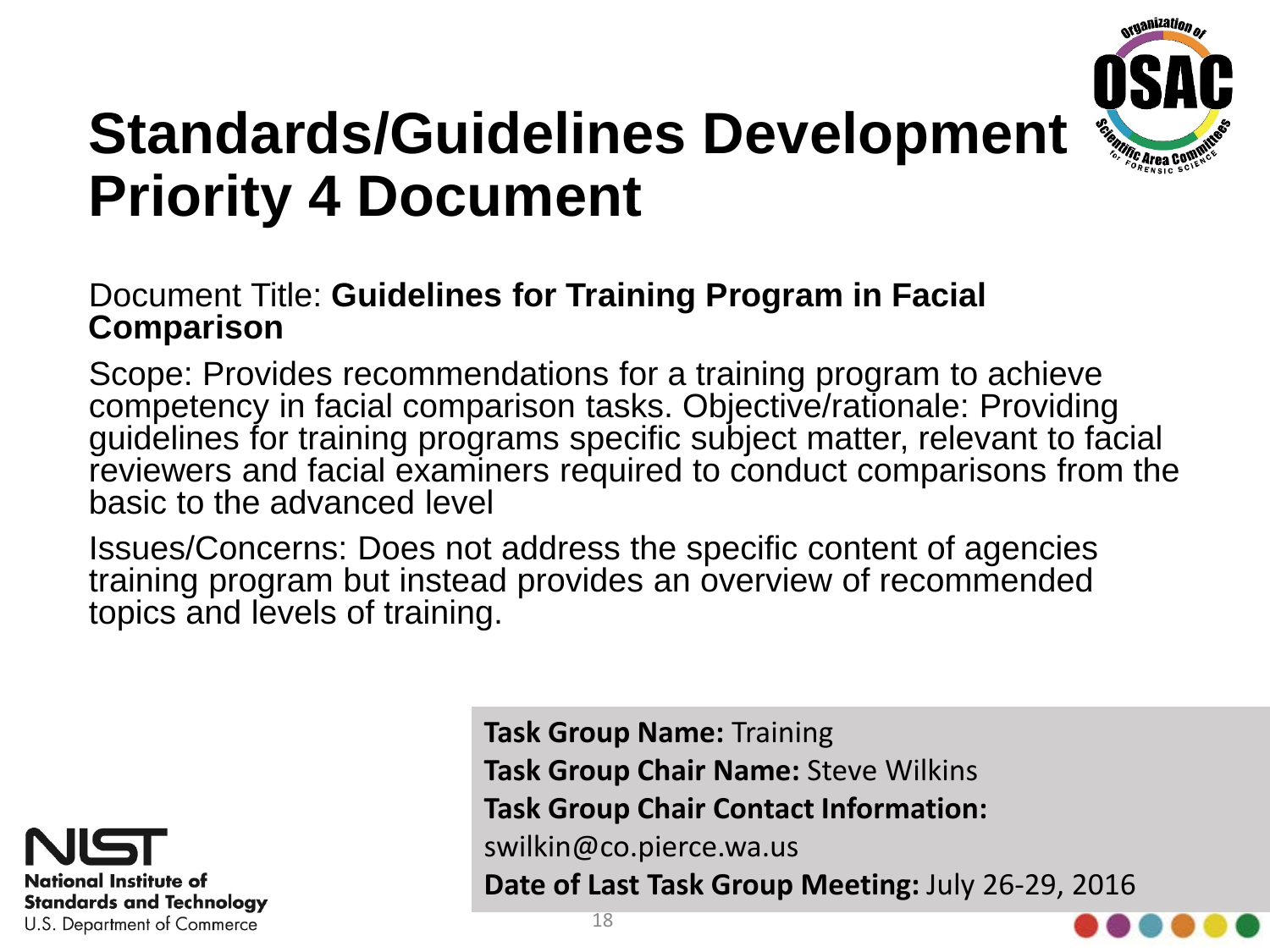# Standards/Guidelines Development Priority 4 Document

Document Title: **Guidelines for Training Program in Facial Comparison**

Scope: Provides recommendations for a training program to achieve competency in facial comparison tasks. Objective/rationale: Providing guidelines for training programs specific subject matter, relevant to facial reviewers and facial examiners required to conduct comparisons from the basic to the advanced level

Issues/Concerns: Does not address the specific content of agencies training program but instead provides an overview of recommended topics and levels of training.

**Task Group Name:** Training

**Task Group Chair Name:** Steve Wilkins

**Task Group Chair Contact Information:**

swilkin@co.pierce.wa.us

**Date of Last Task Group Meeting:** July 26-29, 2016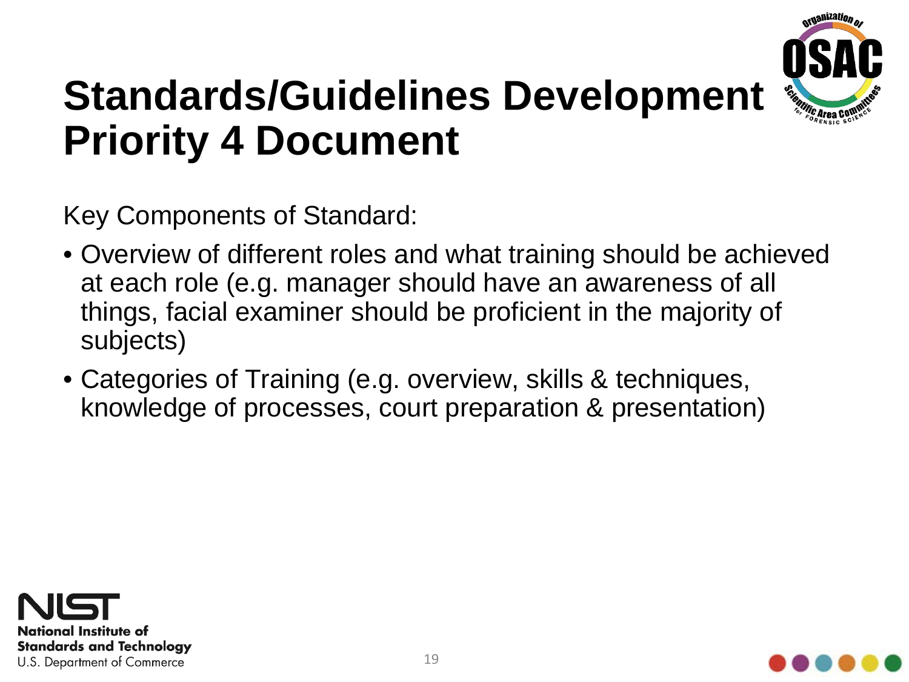# Standards/Guidelines Development Priority 4 Document

Key Components of Standard:

- Overview of different roles and what training should be achieved at each role (e.g. manager should have an awareness of all things, facial examiner should be proficient in the majority of subjects)
- Categories of Training (e.g. overview, skills & techniques, knowledge of processes, court preparation & presentation)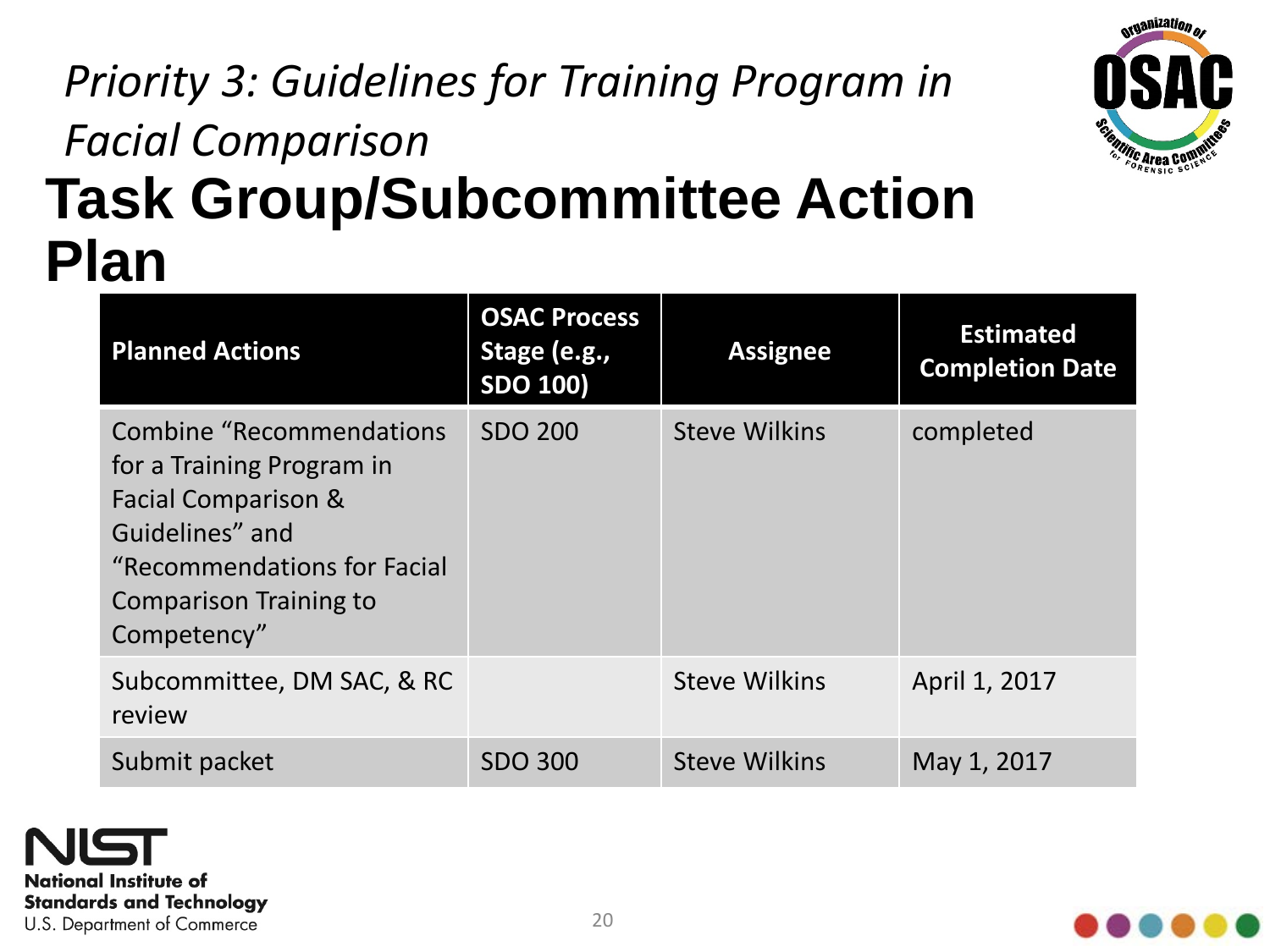*Priority 3: Guidelines for Training Program in Facial Comparison*

# Task Group/Subcommittee Action Plan

| Planned Actions | OSAC Process Stage (e.g., SDO 100) | Assignee | Estimated Completion Date |
|---|---|---|---|
| Combine "Recommendations for a Training Program in Facial Comparison & Guidelines" and "Recommendations for Facial Comparison Training to Competency" | SDO 200 | Steve Wilkins | completed |
| Subcommittee, DM SAC, & RC review | | Steve Wilkins | April 1, 2017 |
| Submit packet | SDO 300 | Steve Wilkins | May 1, 2017 |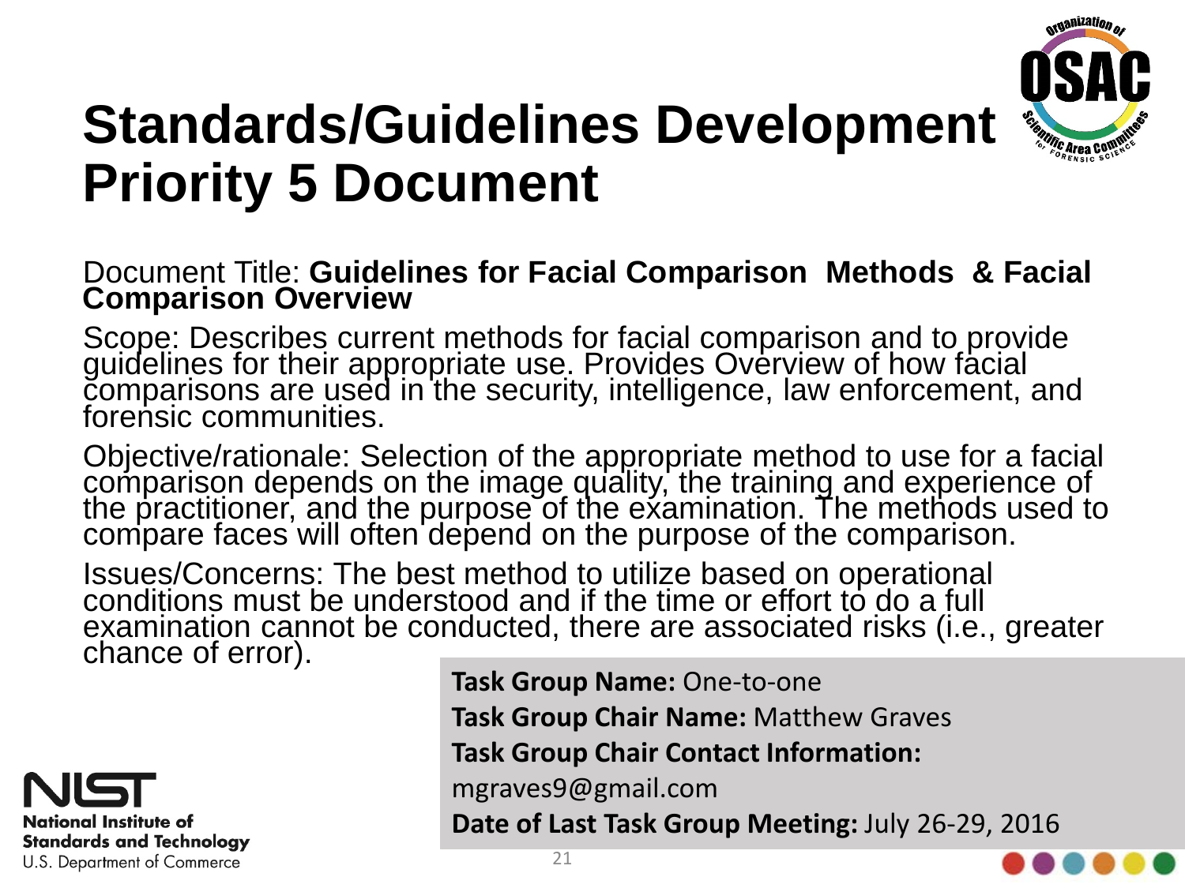# Standards/Guidelines Development Priority 5 Document

Document Title: **Guidelines for Facial Comparison Methods & Facial Comparison Overview**

Scope: Describes current methods for facial comparison and to provide guidelines for their appropriate use. Provides Overview of how facial comparisons are used in the security, intelligence, law enforcement, and forensic communities.

Objective/rationale: Selection of the appropriate method to use for a facial comparison depends on the image quality, the training and experience of the practitioner, and the purpose of the examination. The methods used to compare faces will often depend on the purpose of the comparison.

Issues/Concerns: The best method to utilize based on operational conditions must be understood and if the time or effort to do a full examination cannot be conducted, there are associated risks (i.e., greater chance of error).

**Task Group Name:** One-to-one

**Task Group Chair Name:** Matthew Graves

**Task Group Chair Contact Information:**

mgraves9@gmail.com

**Date of Last Task Group Meeting:** July 26-29, 2016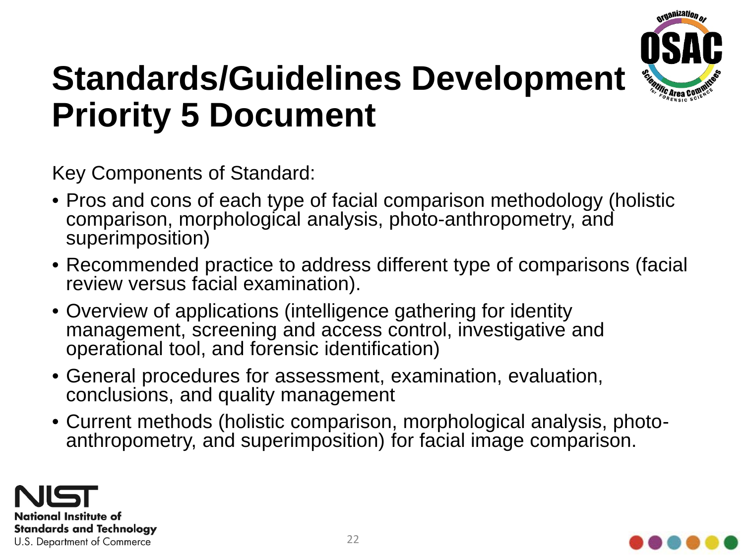# Standards/Guidelines Development Priority 5 Document

Key Components of Standard:

- Pros and cons of each type of facial comparison methodology (holistic comparison, morphological analysis, photo-anthropometry, and superimposition)
- Recommended practice to address different type of comparisons (facial review versus facial examination).
- Overview of applications (intelligence gathering for identity management, screening and access control, investigative and operational tool, and forensic identification)
- General procedures for assessment, examination, evaluation, conclusions, and quality management
- Current methods (holistic comparison, morphological analysis, photo-anthropometry, and superimposition) for facial image comparison.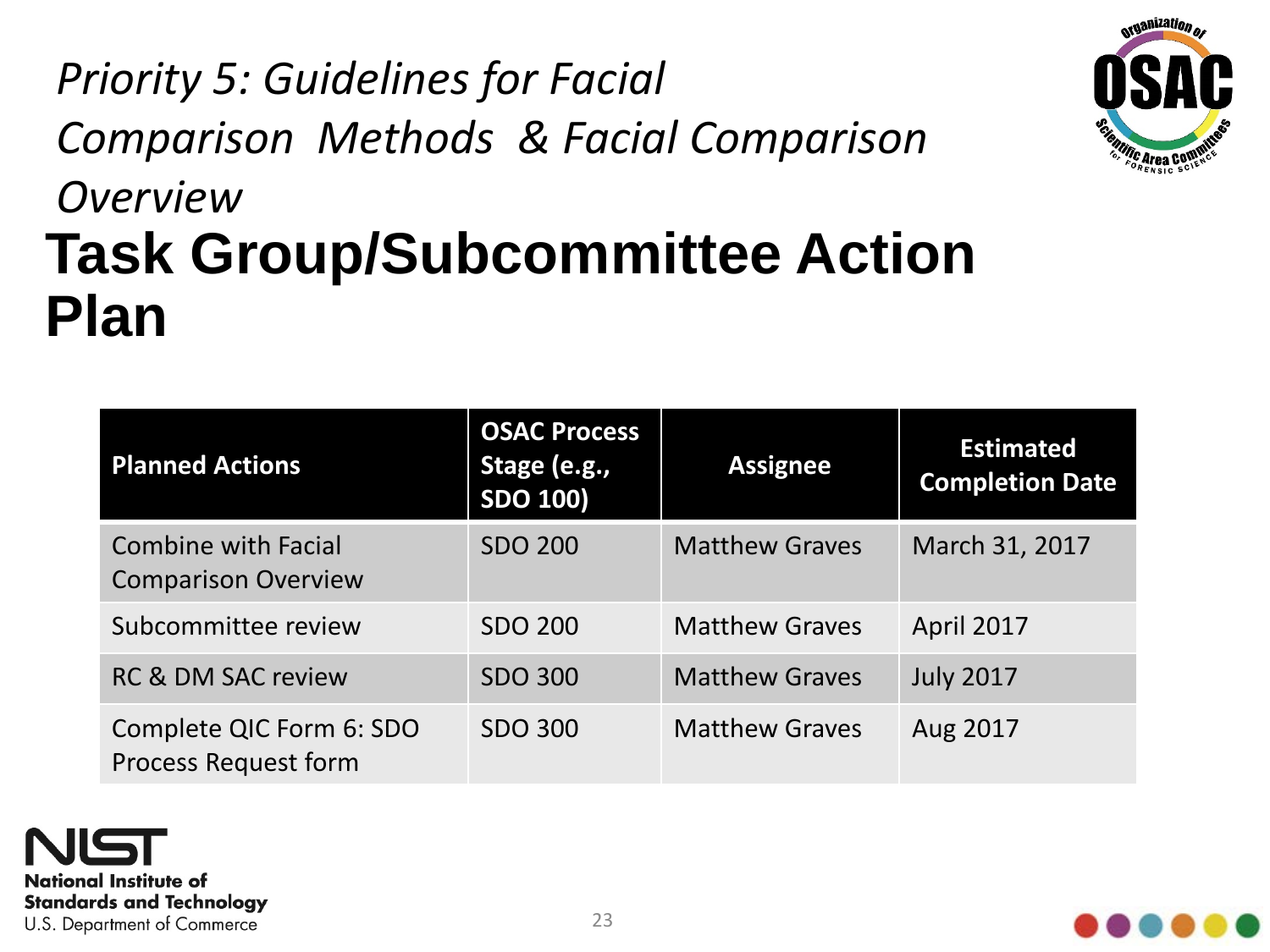# *Priority 5: Guidelines for Facial Comparison Methods & Facial Comparison Overview*

# Task Group/Subcommittee Action Plan

| Planned Actions | OSAC Process Stage (e.g., SDO 100) | Assignee | Estimated Completion Date |
| --- | --- | --- | --- |
| Combine with Facial Comparison Overview | SDO 200 | Matthew Graves | March 31, 2017 |
| Subcommittee review | SDO 200 | Matthew Graves | April 2017 |
| RC & DM SAC review | SDO 300 | Matthew Graves | July 2017 |
| Complete QIC Form 6: SDO Process Request form | SDO 300 | Matthew Graves | Aug 2017 |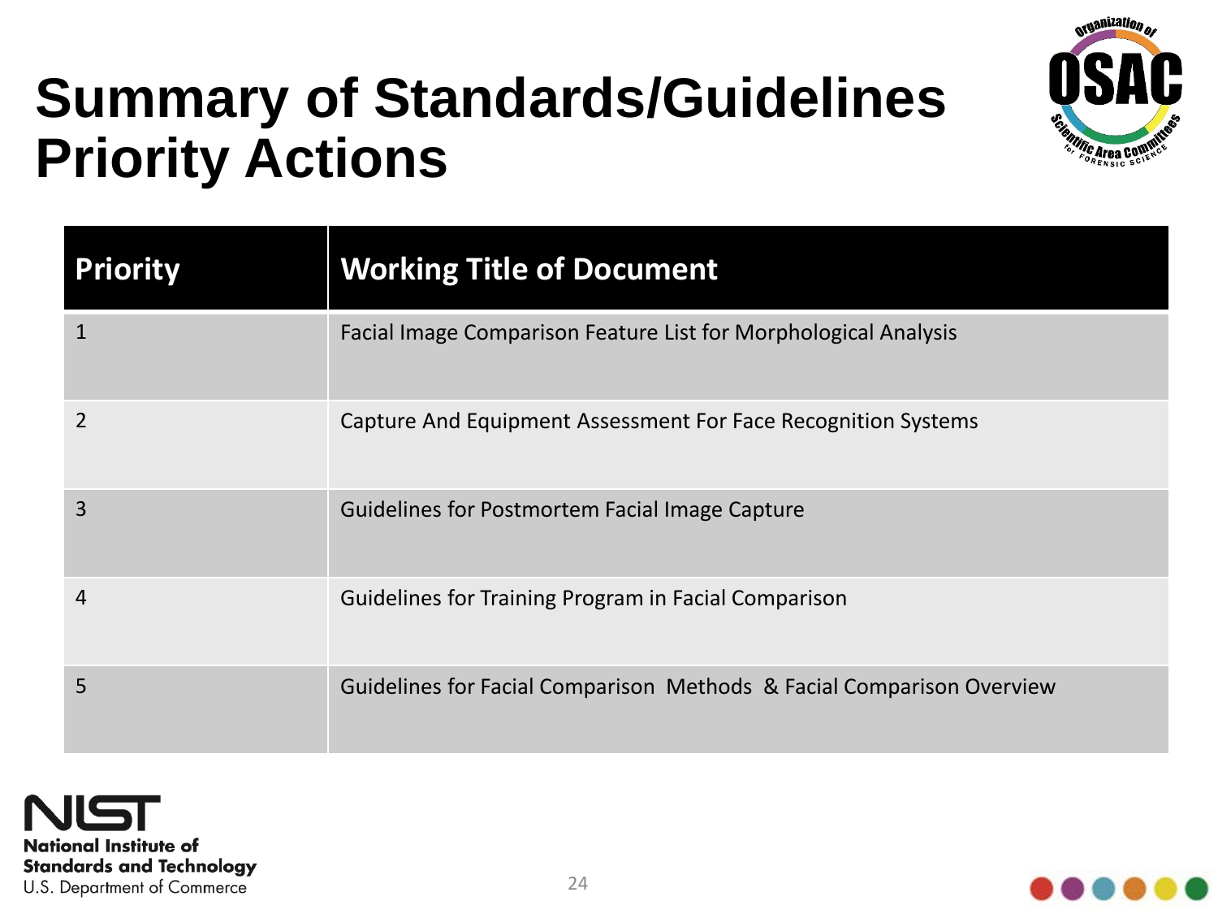# Summary of Standards/Guidelines Priority Actions

| Priority | Working Title of Document |
| --- | --- |
| 1 | Facial Image Comparison Feature List for Morphological Analysis |
| 2 | Capture And Equipment Assessment For Face Recognition Systems |
| 3 | Guidelines for Postmortem Facial Image Capture |
| 4 | Guidelines for Training Program in Facial Comparison |
| 5 | Guidelines for Facial Comparison Methods & Facial Comparison Overview |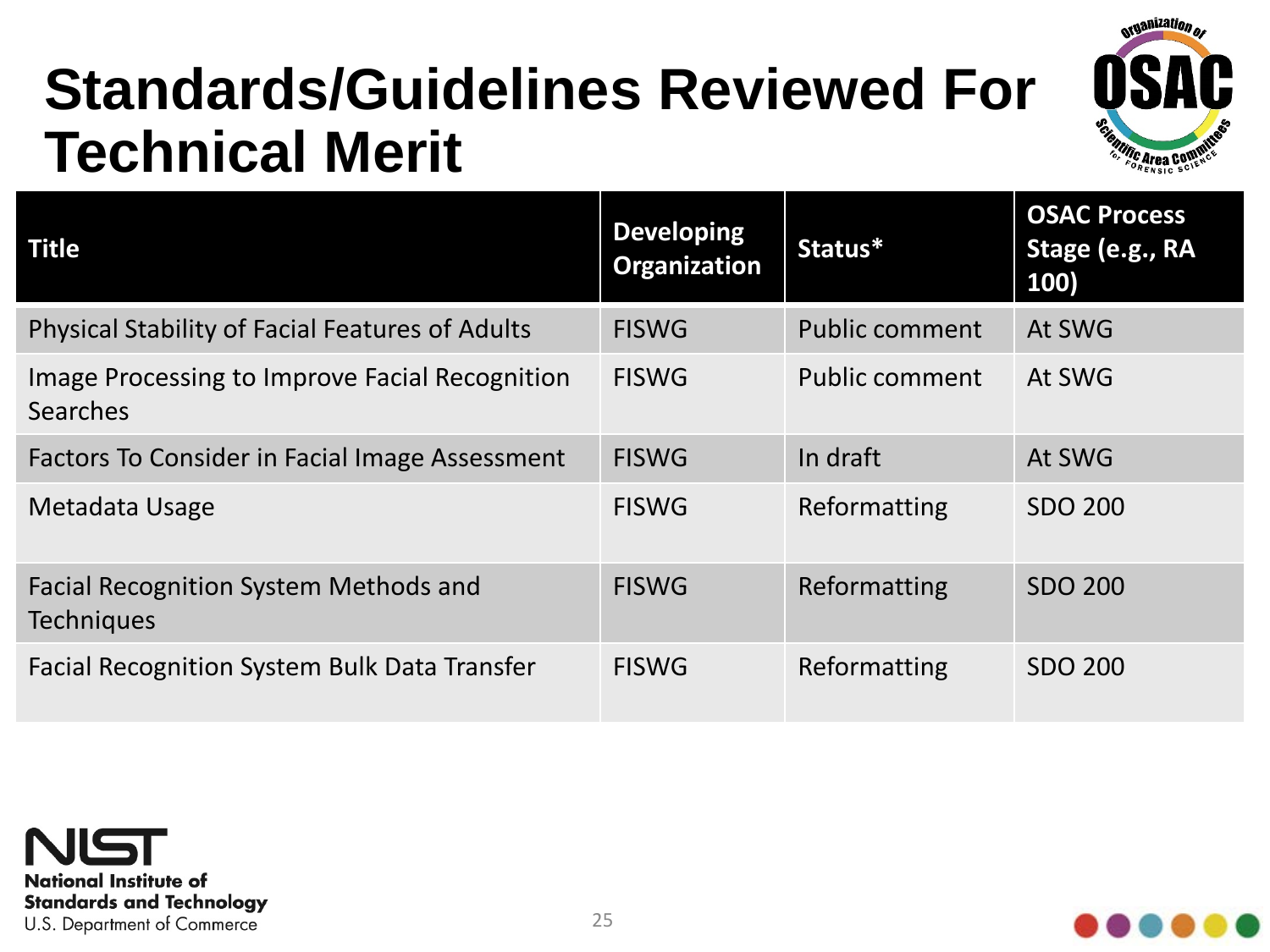# Standards/Guidelines Reviewed For Technical Merit

| Title | Developing Organization | Status* | OSAC Process Stage (e.g., RA 100) |
|---|---|---|---|
| Physical Stability of Facial Features of Adults | FISWG | Public comment | At SWG |
| Image Processing to Improve Facial Recognition Searches | FISWG | Public comment | At SWG |
| Factors To Consider in Facial Image Assessment | FISWG | In draft | At SWG |
| Metadata Usage | FISWG | Reformatting | SDO 200 |
| Facial Recognition System Methods and Techniques | FISWG | Reformatting | SDO 200 |
| Facial Recognition System Bulk Data Transfer | FISWG | Reformatting | SDO 200 |

NIST
National Institute of Standards and Technology
U.S. Department of Commerce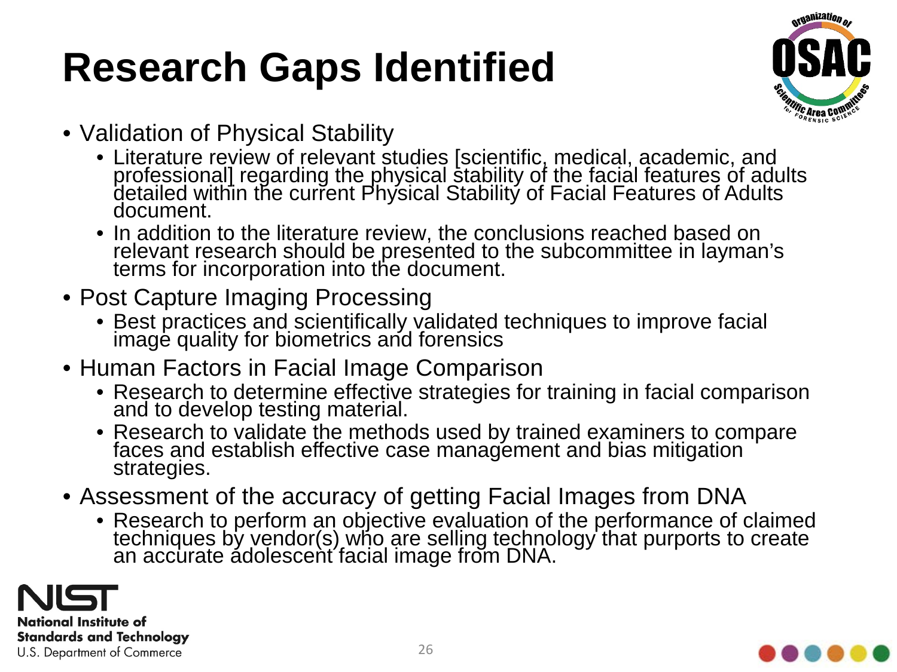# Research Gaps Identified

- Validation of Physical Stability
  - Literature review of relevant studies [scientific, medical, academic, and professional] regarding the physical stability of the facial features of adults detailed within the current Physical Stability of Facial Features of Adults document.
  - In addition to the literature review, the conclusions reached based on relevant research should be presented to the subcommittee in layman's terms for incorporation into the document.
- Post Capture Imaging Processing
  - Best practices and scientifically validated techniques to improve facial image quality for biometrics and forensics
- Human Factors in Facial Image Comparison
  - Research to determine effective strategies for training in facial comparison and to develop testing material.
  - Research to validate the methods used by trained examiners to compare faces and establish effective case management and bias mitigation strategies.
- Assessment of the accuracy of getting Facial Images from DNA
  - Research to perform an objective evaluation of the performance of claimed techniques by vendor(s) who are selling technology that purports to create an accurate adolescent facial image from DNA.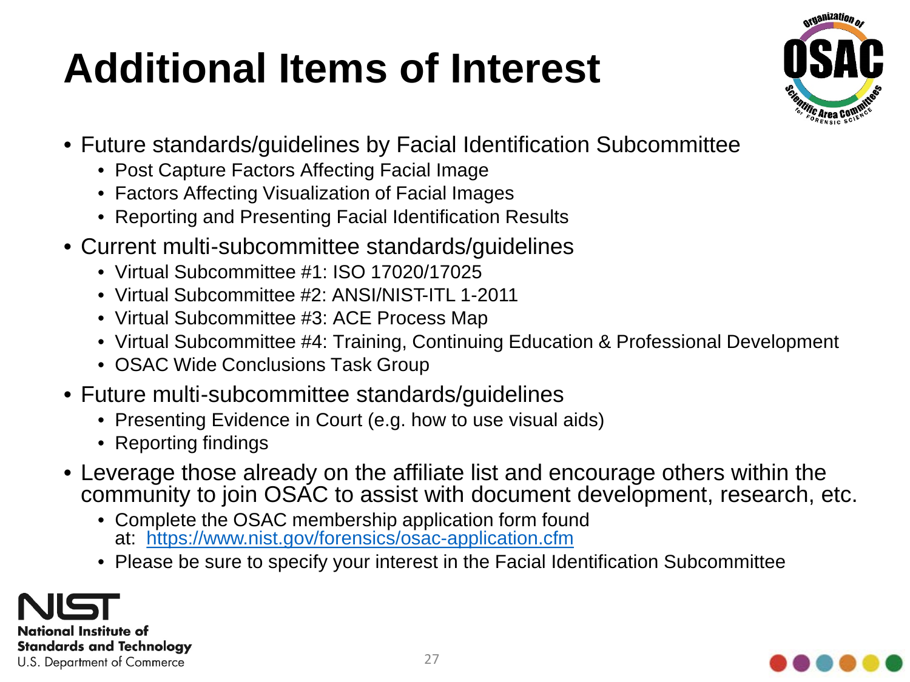# Additional Items of Interest

- Future standards/guidelines by Facial Identification Subcommittee
  - Post Capture Factors Affecting Facial Image
  - Factors Affecting Visualization of Facial Images
  - Reporting and Presenting Facial Identification Results
- Current multi-subcommittee standards/guidelines
  - Virtual Subcommittee #1: ISO 17020/17025
  - Virtual Subcommittee #2: ANSI/NIST-ITL 1-2011
  - Virtual Subcommittee #3: ACE Process Map
  - Virtual Subcommittee #4: Training, Continuing Education & Professional Development
  - OSAC Wide Conclusions Task Group
- Future multi-subcommittee standards/guidelines
  - Presenting Evidence in Court (e.g. how to use visual aids)
  - Reporting findings
- Leverage those already on the affiliate list and encourage others within the community to join OSAC to assist with document development, research, etc.
  - Complete the OSAC membership application form found at: https://www.nist.gov/forensics/osac-application.cfm
  - Please be sure to specify your interest in the Facial Identification Subcommittee